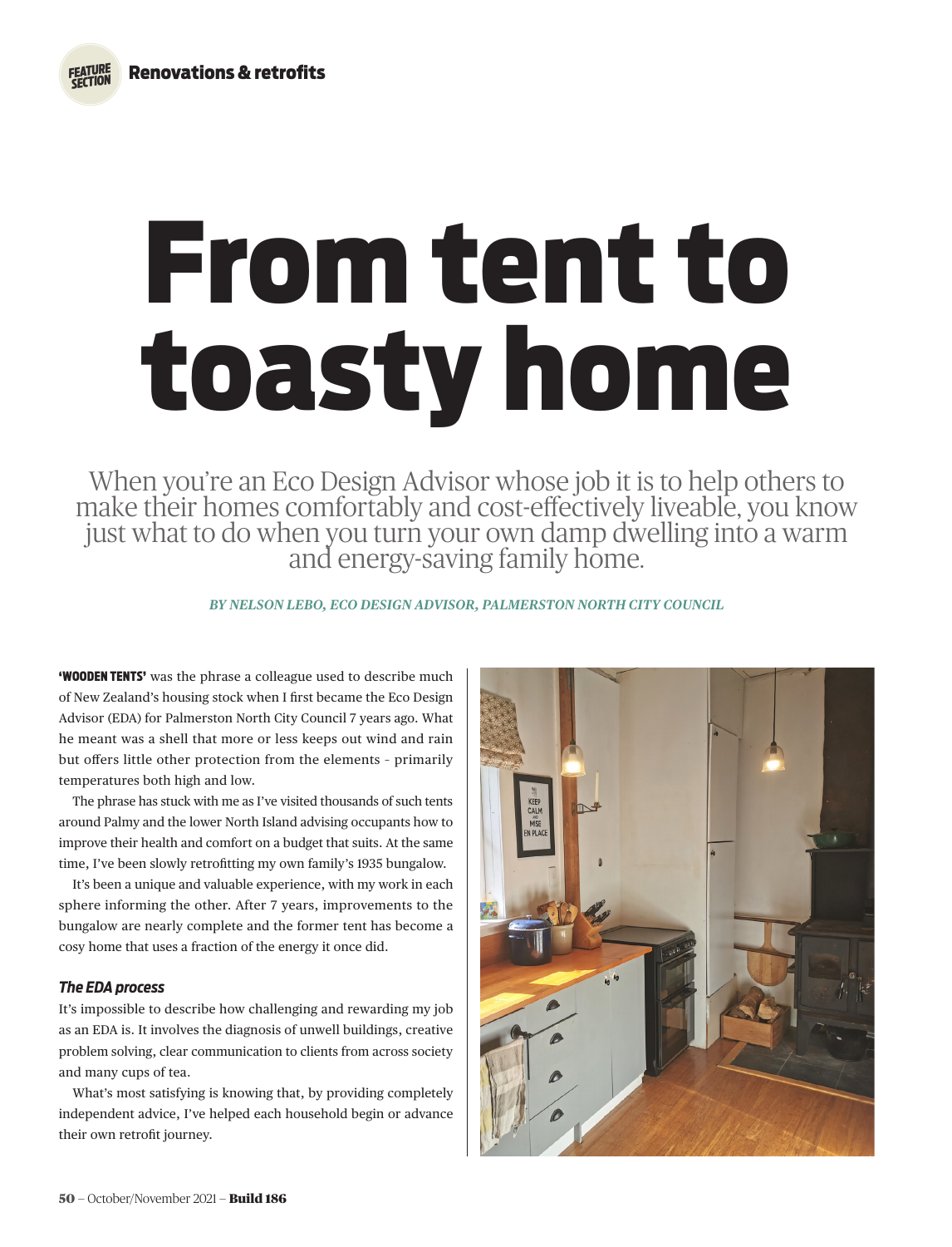Renovations & retrofits

# From tent to toasty home

When you're an Eco Design Advisor whose job it is to help others to make their homes comfortably and cost-effectively liveable, you know just what to do when you turn your own damp dwelling into a warm and energy-saving family home.

*BY NELSON LEBO, ECO DESIGN ADVISOR, PALMERSTON NORTH CITY COUNCIL*

**'WOODEN TENTS'** was the phrase a colleague used to describe much of New Zealand's housing stock when I first became the Eco Design Advisor (EDA) for Palmerston North City Council 7 years ago. What he meant was a shell that more or less keeps out wind and rain but offers little other protection from the elements – primarily temperatures both high and low.

The phrase has stuck with me as I've visited thousands of such tents around Palmy and the lower North Island advising occupants how to improve their health and comfort on a budget that suits. At the same time, I've been slowly retrofitting my own family's 1935 bungalow.

It's been a unique and valuable experience, with my work in each sphere informing the other. After 7 years, improvements to the bungalow are nearly complete and the former tent has become a cosy home that uses a fraction of the energy it once did.

### *The EDA process*

It's impossible to describe how challenging and rewarding my job as an EDA is. It involves the diagnosis of unwell buildings, creative problem solving, clear communication to clients from across society and many cups of tea.

What's most satisfying is knowing that, by providing completely independent advice, I've helped each household begin or advance their own retrofit journey.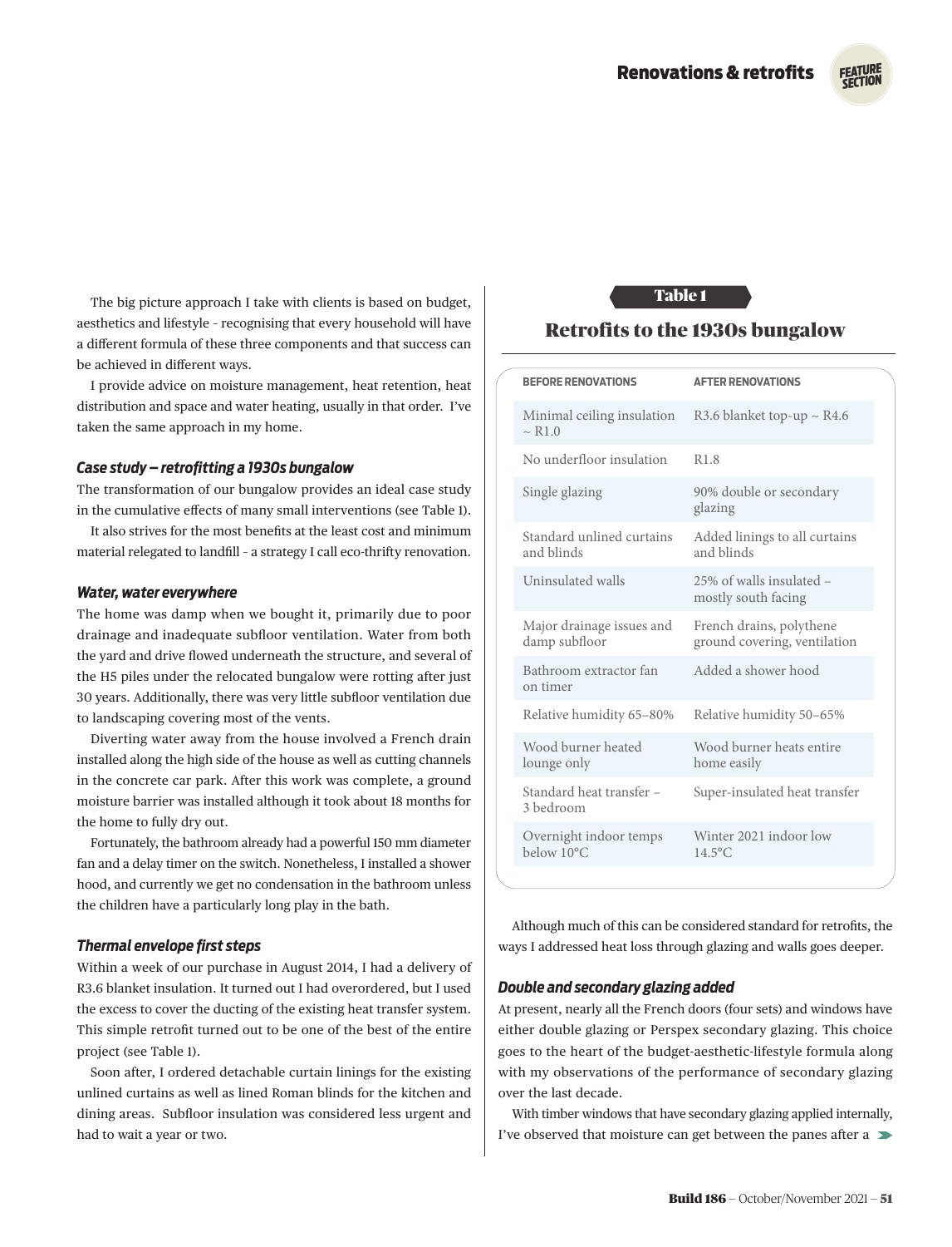The big picture approach I take with clients is based on budget, aesthetics and lifestyle - recognising that every household will have a different formula of these three components and that success can be achieved in different ways.

I provide advice on moisture management, heat retention, heat distribution and space and water heating, usually in that order. I've taken the same approach in my home.

### *Case study – retrofitting a 1930s bungalow*

The transformation of our bungalow provides an ideal case study in the cumulative effects of many small interventions (see Table 1).

It also strives for the most benefits at the least cost and minimum material relegated to landfill - a strategy I call eco-thrifty renovation.

### *Water, water everywhere*

The home was damp when we bought it, primarily due to poor drainage and inadequate subfloor ventilation. Water from both the yard and drive flowed underneath the structure, and several of the H5 piles under the relocated bungalow were rotting after just 30 years. Additionally, there was very little subfloor ventilation due to landscaping covering most of the vents.

Diverting water away from the house involved a French drain installed along the high side of the house as well as cutting channels in the concrete car park. After this work was complete, a ground moisture barrier was installed although it took about 18 months for the home to fully dry out.

Fortunately, the bathroom already had a powerful 150 mm diameter fan and a delay timer on the switch. Nonetheless, I installed a shower hood, and currently we get no condensation in the bathroom unless the children have a particularly long play in the bath.

### *Thermal envelope first steps*

Within a week of our purchase in August 2014, I had a delivery of R3.6 blanket insulation. It turned out I had overordered, but I used the excess to cover the ducting of the existing heat transfer system. This simple retrofit turned out to be one of the best of the entire project (see Table 1).

Soon after, I ordered detachable curtain linings for the existing unlined curtains as well as lined Roman blinds for the kitchen and dining areas. Subfloor insulation was considered less urgent and had to wait a year or two.

**Table 1**

## Retrofits to the 1930s bungalow

| BEFORE RENOVATIONS | AFTER RENOVATIONS |
| --- | --- |
| Minimal ceiling insulation ~ R1.0 | R3.6 blanket top-up ~ R4.6 |
| No underfloor insulation | R1.8 |
| Single glazing | 90% double or secondary glazing |
| Standard unlined curtains and blinds | Added linings to all curtains and blinds |
| Uninsulated walls | 25% of walls insulated – mostly south facing |
| Major drainage issues and damp subfloor | French drains, polythene ground covering, ventilation |
| Bathroom extractor fan on timer | Added a shower hood |
| Relative humidity 65–80% | Relative humidity 50–65% |
| Wood burner heated lounge only | Wood burner heats entire home easily |
| Standard heat transfer – 3 bedroom | Super-insulated heat transfer |
| Overnight indoor temps below 10°C | Winter 2021 indoor low 14.5°C |

Although much of this can be considered standard for retrofits, the ways I addressed heat loss through glazing and walls goes deeper.

### *Double and secondary glazing added*

At present, nearly all the French doors (four sets) and windows have either double glazing or Perspex secondary glazing. This choice goes to the heart of the budget-aesthetic-lifestyle formula along with my observations of the performance of secondary glazing over the last decade.

With timber windows that have secondary glazing applied internally, I've observed that moisture can get between the panes after a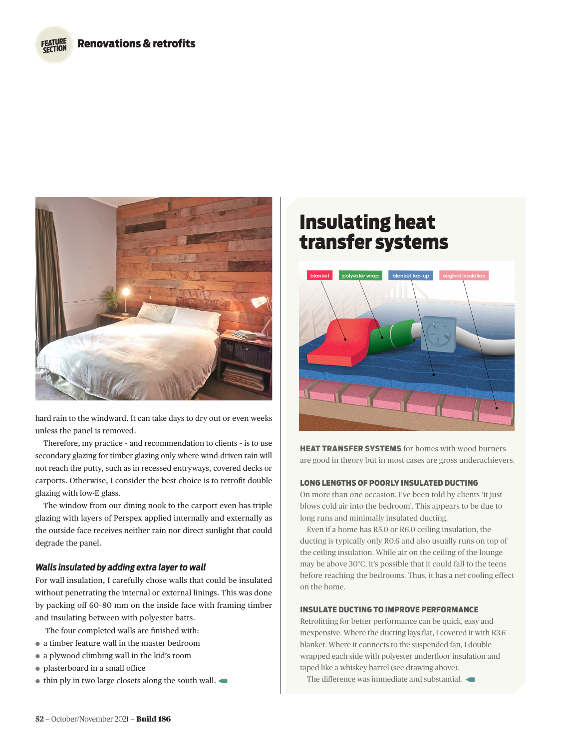hard rain to the windward. It can take days to dry out or even weeks unless the panel is removed.

Therefore, my practice - and recommendation to clients - is to use secondary glazing for timber glazing only where wind-driven rain will not reach the putty, such as in recessed entryways, covered decks or carports. Otherwise, I consider the best choice is to retrofit double glazing with low-E glass.

The window from our dining nook to the carport even has triple glazing with layers of Perspex applied internally and externally as the outside face receives neither rain nor direct sunlight that could degrade the panel.

### *Walls insulated by adding extra layer to wall*

For wall insulation, I carefully chose walls that could be insulated without penetrating the internal or external linings. This was done by packing off 60-80 mm on the inside face with framing timber and insulating between with polyester batts.

The four completed walls are finished with:

- a timber feature wall in the master bedroom
- a plywood climbing wall in the kid's room
- plasterboard in a small office
- thin ply in two large closets along the south wall.

## Insulating heat transfer systems

blanket

polyester wrap

blanket top-up

original insulation

**HEAT TRANSFER SYSTEMS** for homes with wood burners are good in theory but in most cases are gross underachievers.

### LONG LENGTHS OF POORLY INSULATED DUCTING

On more than one occasion, I've been told by clients 'it just blows cold air into the bedroom'. This appears to be due to long runs and minimally insulated ducting.

Even if a home has R5.0 or R6.0 ceiling insulation, the ducting is typically only R0.6 and also usually runs on top of the ceiling insulation. While air on the ceiling of the lounge may be above 30°C, it's possible that it could fall to the teens before reaching the bedrooms. Thus, it has a net cooling effect on the home.

### INSULATE DUCTING TO IMPROVE PERFORMANCE

Retrofitting for better performance can be quick, easy and inexpensive. Where the ducting lays flat, I covered it with R3.6 blanket. Where it connects to the suspended fan, I double wrapped each side with polyester underfloor insulation and taped like a whiskey barrel (see drawing above).

The difference was immediate and substantial.